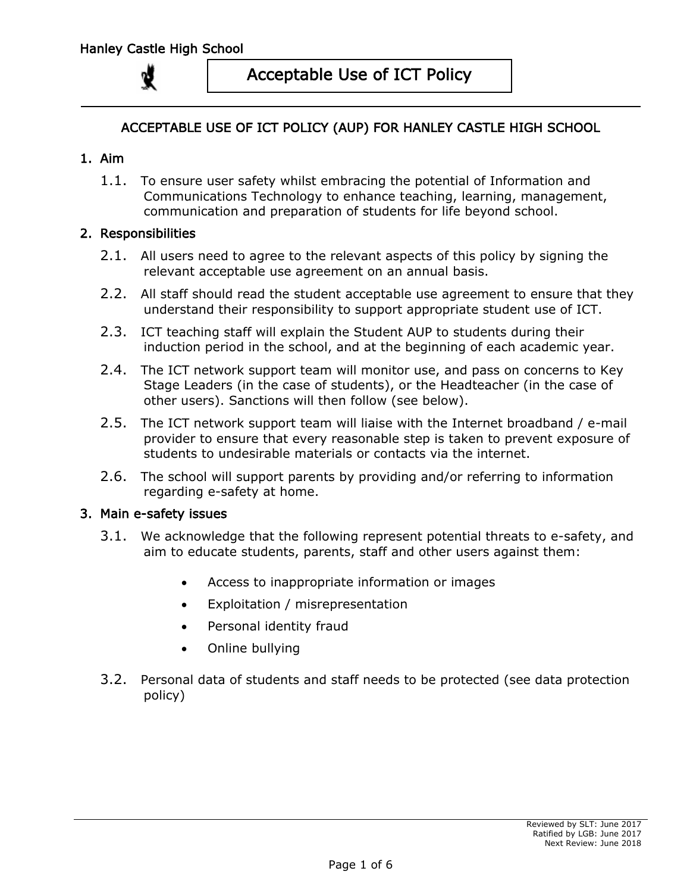# Acceptable Use of ICT Policy

## ACCEPTABLE USE OF ICT POLICY (AUP) FOR HANLEY CASTLE HIGH SCHOOL

### 1. Aim

1.1. To ensure user safety whilst embracing the potential of Information and Communications Technology to enhance teaching, learning, management, communication and preparation of students for life beyond school.

### 2. Responsibilities

2.1. All users need to agree to the relevant aspects of this policy by signing the relevant acceptable use agreement on an annual basis.

2.2. All staff should read the student acceptable use agreement to ensure that they understand their responsibility to support appropriate student use of ICT.

2.3. ICT teaching staff will explain the Student AUP to students during their induction period in the school, and at the beginning of each academic year.

2.4. The ICT network support team will monitor use, and pass on concerns to Key Stage Leaders (in the case of students), or the Headteacher (in the case of other users). Sanctions will then follow (see below).

2.5. The ICT network support team will liaise with the Internet broadband / e-mail provider to ensure that every reasonable step is taken to prevent exposure of students to undesirable materials or contacts via the internet.

2.6. The school will support parents by providing and/or referring to information regarding e-safety at home.

### 3. Main e-safety issues

3.1. We acknowledge that the following represent potential threats to e-safety, and aim to educate students, parents, staff and other users against them:

- Access to inappropriate information or images
- Exploitation / misrepresentation
- Personal identity fraud
- Online bullying

3.2. Personal data of students and staff needs to be protected (see data protection policy)

Reviewed by SLT: June 2017
Ratified by LGB: June 2017
Next Review: June 2018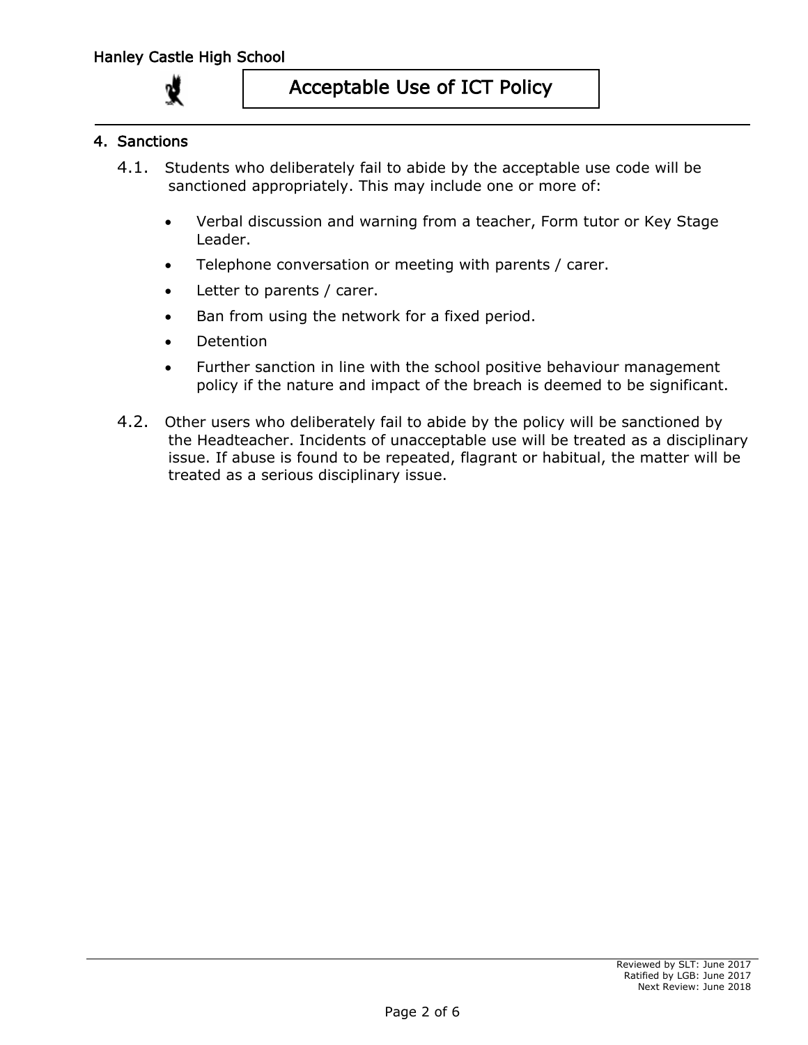## 4. Sanctions

4.1. Students who deliberately fail to abide by the acceptable use code will be sanctioned appropriately. This may include one or more of:

- Verbal discussion and warning from a teacher, Form tutor or Key Stage Leader.
- Telephone conversation or meeting with parents / carer.
- Letter to parents / carer.
- Ban from using the network for a fixed period.
- Detention
- Further sanction in line with the school positive behaviour management policy if the nature and impact of the breach is deemed to be significant.

4.2. Other users who deliberately fail to abide by the policy will be sanctioned by the Headteacher. Incidents of unacceptable use will be treated as a disciplinary issue. If abuse is found to be repeated, flagrant or habitual, the matter will be treated as a serious disciplinary issue.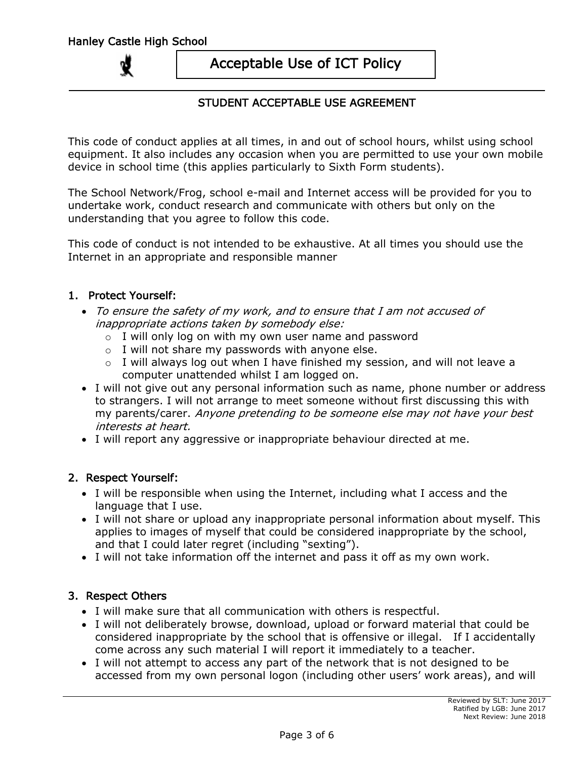Hanley Castle High School

# Acceptable Use of ICT Policy

## STUDENT ACCEPTABLE USE AGREEMENT

This code of conduct applies at all times, in and out of school hours, whilst using school equipment. It also includes any occasion when you are permitted to use your own mobile device in school time (this applies particularly to Sixth Form students).

The School Network/Frog, school e-mail and Internet access will be provided for you to undertake work, conduct research and communicate with others but only on the understanding that you agree to follow this code.

This code of conduct is not intended to be exhaustive. At all times you should use the Internet in an appropriate and responsible manner

### 1. Protect Yourself:

- *To ensure the safety of my work, and to ensure that I am not accused of inappropriate actions taken by somebody else:*
  - I will only log on with my own user name and password
  - I will not share my passwords with anyone else.
  - I will always log out when I have finished my session, and will not leave a computer unattended whilst I am logged on.
- I will not give out any personal information such as name, phone number or address to strangers. I will not arrange to meet someone without first discussing this with my parents/carer. *Anyone pretending to be someone else may not have your best interests at heart.*
- I will report any aggressive or inappropriate behaviour directed at me.

### 2. Respect Yourself:

- I will be responsible when using the Internet, including what I access and the language that I use.
- I will not share or upload any inappropriate personal information about myself. This applies to images of myself that could be considered inappropriate by the school, and that I could later regret (including "sexting").
- I will not take information off the internet and pass it off as my own work.

### 3. Respect Others

- I will make sure that all communication with others is respectful.
- I will not deliberately browse, download, upload or forward material that could be considered inappropriate by the school that is offensive or illegal. If I accidentally come across any such material I will report it immediately to a teacher.
- I will not attempt to access any part of the network that is not designed to be accessed from my own personal logon (including other users' work areas), and will

Reviewed by SLT: June 2017
Ratified by LGB: June 2017
Next Review: June 2018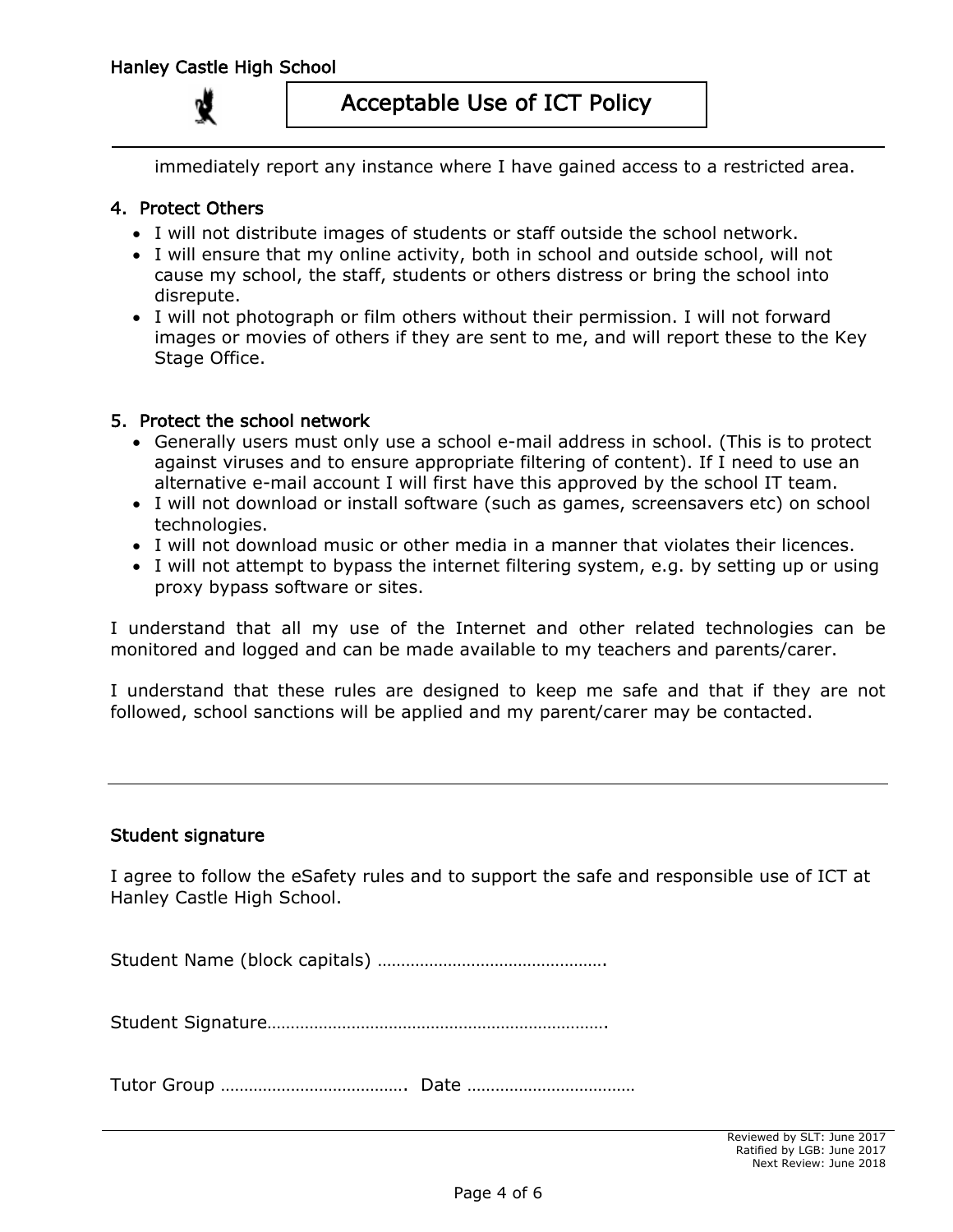immediately report any instance where I have gained access to a restricted area.

## 4. Protect Others

- I will not distribute images of students or staff outside the school network.
- I will ensure that my online activity, both in school and outside school, will not cause my school, the staff, students or others distress or bring the school into disrepute.
- I will not photograph or film others without their permission. I will not forward images or movies of others if they are sent to me, and will report these to the Key Stage Office.

## 5. Protect the school network

- Generally users must only use a school e-mail address in school. (This is to protect against viruses and to ensure appropriate filtering of content). If I need to use an alternative e-mail account I will first have this approved by the school IT team.
- I will not download or install software (such as games, screensavers etc) on school technologies.
- I will not download music or other media in a manner that violates their licences.
- I will not attempt to bypass the internet filtering system, e.g. by setting up or using proxy bypass software or sites.

I understand that all my use of the Internet and other related technologies can be monitored and logged and can be made available to my teachers and parents/carer.

I understand that these rules are designed to keep me safe and that if they are not followed, school sanctions will be applied and my parent/carer may be contacted.

---

## Student signature

I agree to follow the eSafety rules and to support the safe and responsible use of ICT at Hanley Castle High School.

Student Name (block capitals) ………………………………………….

Student Signature…………………………………………………………….

Tutor Group …………………………………. Date ………………………………

Reviewed by SLT: June 2017
Ratified by LGB: June 2017
Next Review: June 2018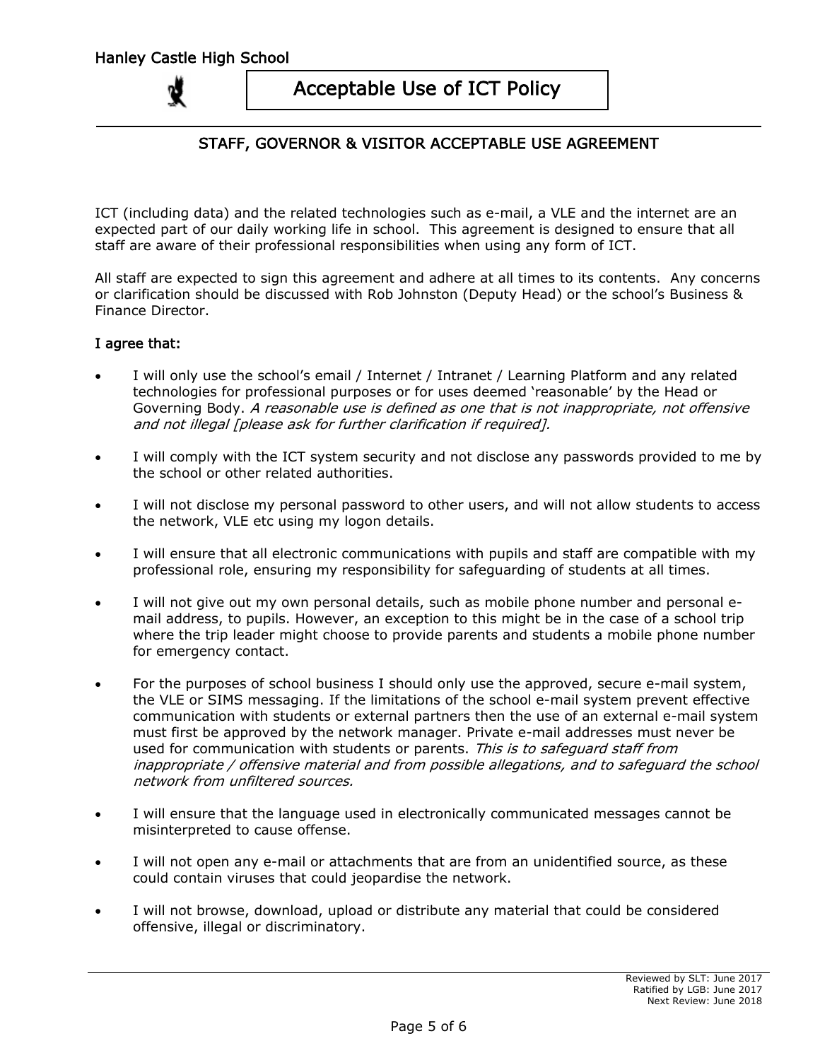# Acceptable Use of ICT Policy

## STAFF, GOVERNOR & VISITOR ACCEPTABLE USE AGREEMENT

ICT (including data) and the related technologies such as e-mail, a VLE and the internet are an expected part of our daily working life in school. This agreement is designed to ensure that all staff are aware of their professional responsibilities when using any form of ICT.

All staff are expected to sign this agreement and adhere at all times to its contents. Any concerns or clarification should be discussed with Rob Johnston (Deputy Head) or the school's Business & Finance Director.

**I agree that:**

- I will only use the school's email / Internet / Intranet / Learning Platform and any related technologies for professional purposes or for uses deemed 'reasonable' by the Head or Governing Body. *A reasonable use is defined as one that is not inappropriate, not offensive and not illegal [please ask for further clarification if required].*

- I will comply with the ICT system security and not disclose any passwords provided to me by the school or other related authorities.

- I will not disclose my personal password to other users, and will not allow students to access the network, VLE etc using my logon details.

- I will ensure that all electronic communications with pupils and staff are compatible with my professional role, ensuring my responsibility for safeguarding of students at all times.

- I will not give out my own personal details, such as mobile phone number and personal e-mail address, to pupils. However, an exception to this might be in the case of a school trip where the trip leader might choose to provide parents and students a mobile phone number for emergency contact.

- For the purposes of school business I should only use the approved, secure e-mail system, the VLE or SIMS messaging. If the limitations of the school e-mail system prevent effective communication with students or external partners then the use of an external e-mail system must first be approved by the network manager. Private e-mail addresses must never be used for communication with students or parents. *This is to safeguard staff from inappropriate / offensive material and from possible allegations, and to safeguard the school network from unfiltered sources.*

- I will ensure that the language used in electronically communicated messages cannot be misinterpreted to cause offense.

- I will not open any e-mail or attachments that are from an unidentified source, as these could contain viruses that could jeopardise the network.

- I will not browse, download, upload or distribute any material that could be considered offensive, illegal or discriminatory.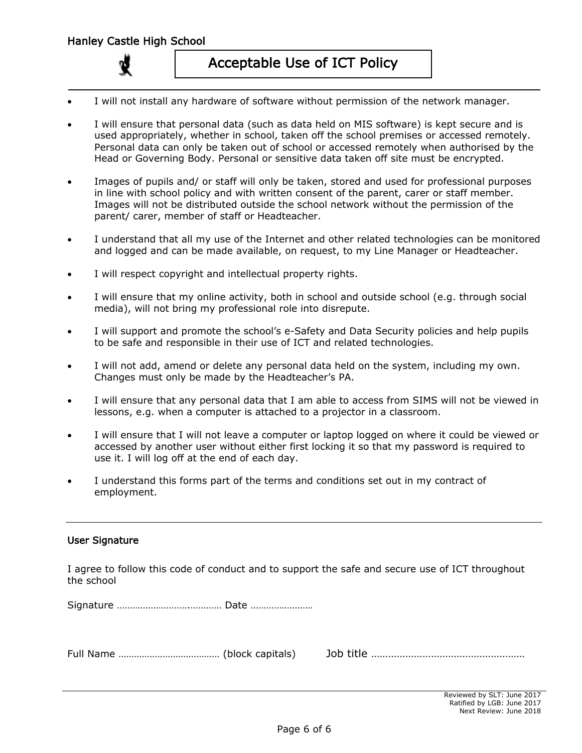- I will not install any hardware of software without permission of the network manager.
- I will ensure that personal data (such as data held on MIS software) is kept secure and is used appropriately, whether in school, taken off the school premises or accessed remotely. Personal data can only be taken out of school or accessed remotely when authorised by the Head or Governing Body. Personal or sensitive data taken off site must be encrypted.
- Images of pupils and/ or staff will only be taken, stored and used for professional purposes in line with school policy and with written consent of the parent, carer or staff member. Images will not be distributed outside the school network without the permission of the parent/ carer, member of staff or Headteacher.
- I understand that all my use of the Internet and other related technologies can be monitored and logged and can be made available, on request, to my Line Manager or Headteacher.
- I will respect copyright and intellectual property rights.
- I will ensure that my online activity, both in school and outside school (e.g. through social media), will not bring my professional role into disrepute.
- I will support and promote the school's e-Safety and Data Security policies and help pupils to be safe and responsible in their use of ICT and related technologies.
- I will not add, amend or delete any personal data held on the system, including my own. Changes must only be made by the Headteacher's PA.
- I will ensure that any personal data that I am able to access from SIMS will not be viewed in lessons, e.g. when a computer is attached to a projector in a classroom.
- I will ensure that I will not leave a computer or laptop logged on where it could be viewed or accessed by another user without either first locking it so that my password is required to use it. I will log off at the end of each day.
- I understand this forms part of the terms and conditions set out in my contract of employment.

---

### User Signature

I agree to follow this code of conduct and to support the safe and secure use of ICT throughout the school

Signature ………………………..………… Date ……………………

Full Name ………………………………… (block capitals) Job title ……………………………………………

Reviewed by SLT: June 2017
Ratified by LGB: June 2017
Next Review: June 2018